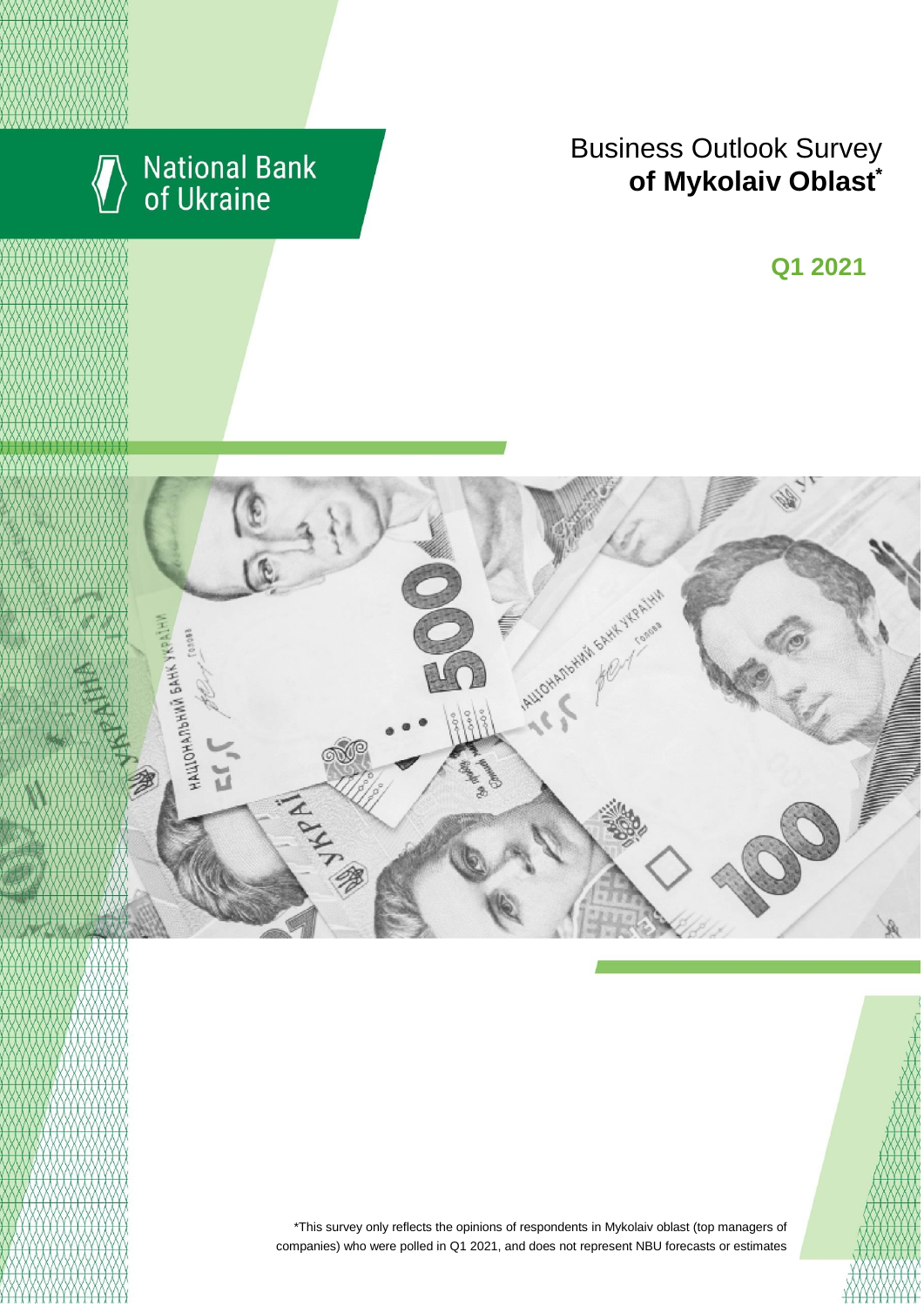National Bank of Ukraine

# Business Outlook Survey **of Mykolaiv Oblast***

**Q1 2021**

*This survey only reflects the opinions of respondents in Mykolaiv oblast (top managers of companies) who were polled in Q1 2021, and does not represent NBU forecasts or estimates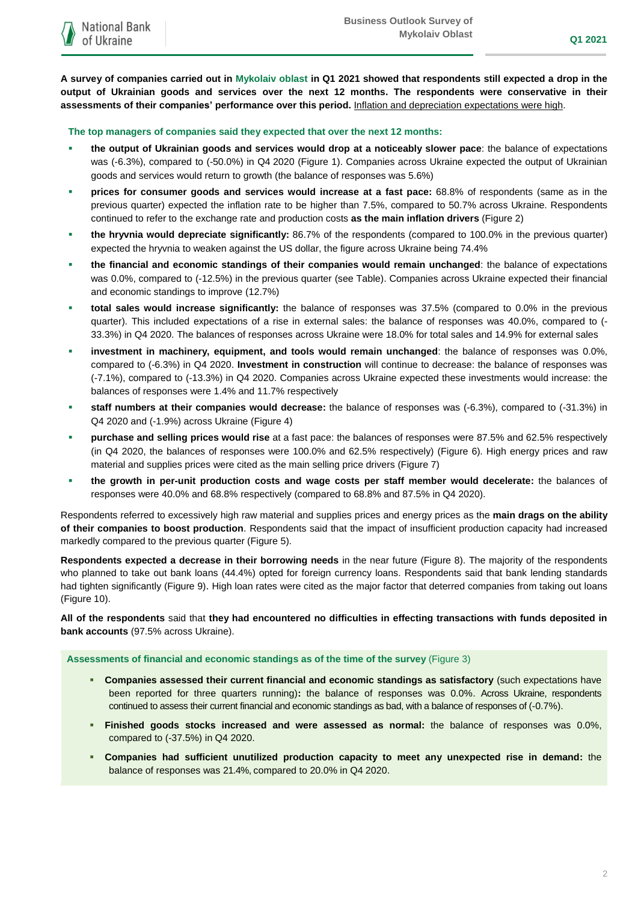**A survey of companies carried out in Mykolaiv oblast in Q1 2021 showed that respondents still expected a drop in the output of Ukrainian goods and services over the next 12 months. The respondents were conservative in their assessments of their companies' performance over this period.** Inflation and depreciation expectations were high.

**The top managers of companies said they expected that over the next 12 months:**

- **the output of Ukrainian goods and services would drop at a noticeably slower pace**: the balance of expectations was (-6.3%), compared to (-50.0%) in Q4 2020 (Figure 1). Companies across Ukraine expected the output of Ukrainian goods and services would return to growth (the balance of responses was 5.6%)
- **prices for consumer goods and services would increase at a fast pace:** 68.8% of respondents (same as in the previous quarter) expected the inflation rate to be higher than 7.5%, compared to 50.7% across Ukraine. Respondents continued to refer to the exchange rate and production costs **as the main inflation drivers** (Figure 2)
- **the hryvnia would depreciate significantly:** 86.7% of the respondents (compared to 100.0% in the previous quarter) expected the hryvnia to weaken against the US dollar, the figure across Ukraine being 74.4%
- **the financial and economic standings of their companies would remain unchanged**: the balance of expectations was 0.0%, compared to (-12.5%) in the previous quarter (see Table). Companies across Ukraine expected their financial and economic standings to improve (12.7%)
- **total sales would increase significantly:** the balance of responses was 37.5% (compared to 0.0% in the previous quarter). This included expectations of a rise in external sales: the balance of responses was 40.0%, compared to (-33.3%) in Q4 2020. The balances of responses across Ukraine were 18.0% for total sales and 14.9% for external sales
- **investment in machinery, equipment, and tools would remain unchanged**: the balance of responses was 0.0%, compared to (-6.3%) in Q4 2020. **Investment in construction** will continue to decrease: the balance of responses was (-7.1%), compared to (-13.3%) in Q4 2020. Companies across Ukraine expected these investments would increase: the balances of responses were 1.4% and 11.7% respectively
- **staff numbers at their companies would decrease:** the balance of responses was (-6.3%), compared to (-31.3%) in Q4 2020 and (-1.9%) across Ukraine (Figure 4)
- **purchase and selling prices would rise** at a fast pace: the balances of responses were 87.5% and 62.5% respectively (in Q4 2020, the balances of responses were 100.0% and 62.5% respectively) (Figure 6). High energy prices and raw material and supplies prices were cited as the main selling price drivers (Figure 7)
- **the growth in per-unit production costs and wage costs per staff member would decelerate:** the balances of responses were 40.0% and 68.8% respectively (compared to 68.8% and 87.5% in Q4 2020).

Respondents referred to excessively high raw material and supplies prices and energy prices as the **main drags on the ability of their companies to boost production**. Respondents said that the impact of insufficient production capacity had increased markedly compared to the previous quarter (Figure 5).

**Respondents expected a decrease in their borrowing needs** in the near future (Figure 8). The majority of the respondents who planned to take out bank loans (44.4%) opted for foreign currency loans. Respondents said that bank lending standards had tighten significantly (Figure 9). High loan rates were cited as the major factor that deterred companies from taking out loans (Figure 10).

**All of the respondents** said that **they had encountered no difficulties in effecting transactions with funds deposited in bank accounts** (97.5% across Ukraine).

**Assessments of financial and economic standings as of the time of the survey** (Figure 3)

- **Companies assessed their current financial and economic standings as satisfactory** (such expectations have been reported for three quarters running)**:** the balance of responses was 0.0%. Across Ukraine, respondents continued to assess their current financial and economic standings as bad, with a balance of responses of (-0.7%).
- **Finished goods stocks increased and were assessed as normal:** the balance of responses was 0.0%, compared to (-37.5%) in Q4 2020.
- **Companies had sufficient unutilized production capacity to meet any unexpected rise in demand:** the balance of responses was 21.4%, compared to 20.0% in Q4 2020.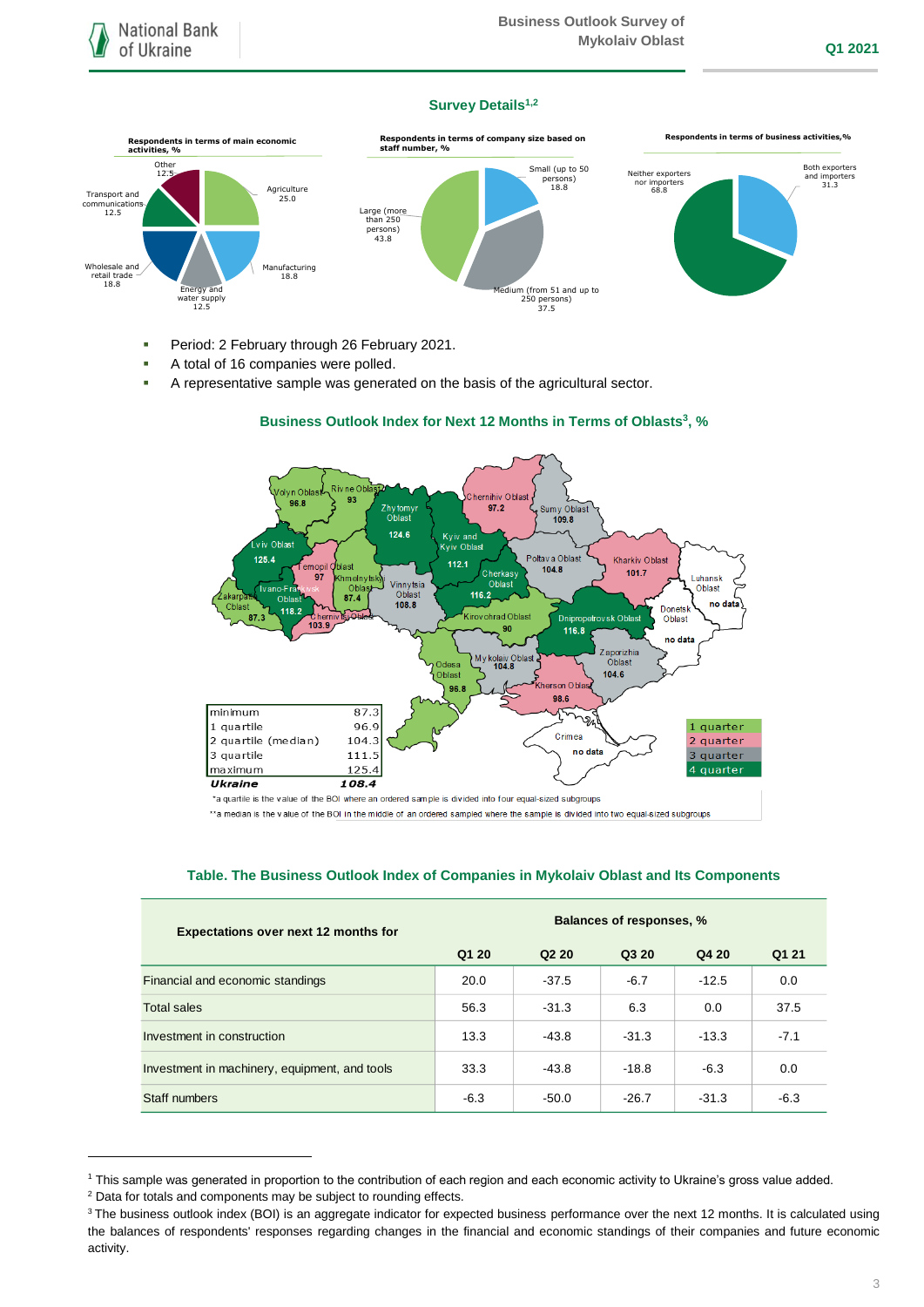## Survey Details[1,2]

**Respondents in terms of main economic activities, %**

- Agriculture 25.0
- Manufacturing 18.8
- Energy and water supply 12.5
- Wholesale and retail trade 18.8
- Transport and communications 12.5
- Other 12.5

**Respondents in terms of company size based on staff number, %**

- Small (up to 50 persons) 18.8
- Medium (from 51 and up to 250 persons) 37.5
- Large (more than 250 persons) 43.8

**Respondents in terms of business activities,%**

- Both exporters and importers 31.3
- Neither exporters nor importers 68.8

- Period: 2 February through 26 February 2021.
- A total of 16 companies were polled.
- A representative sample was generated on the basis of the agricultural sector.

### Business Outlook Index for Next 12 Months in Terms of Oblasts[3], %

| Oblast | BOI |
|---|---|
| Volyn Oblast | 96.8 |
| Rivne Oblast | 93 |
| Zhytomyr Oblast | 124.6 |
| Kyiv and Kyiv Oblast | 112.1 |
| Chernihiv Oblast | 97.2 |
| Sumy Oblast | 109.8 |
| Lviv Oblast | 125.4 |
| Ternopil Oblast | 97 |
| Khmelnytskyi Oblast | 87.4 |
| Vinnytsia Oblast | 108.8 |
| Cherkasy Oblast | 116.2 |
| Poltava Oblast | 104.8 |
| Kharkiv Oblast | 101.7 |
| Luhansk Oblast | no data |
| Zakarpattia Oblast | 87.3 |
| Ivano-Frankivsk Oblast | 118.2 |
| Chernivtsi Oblast | 103.9 |
| Kirovohrad Oblast | 90 |
| Dnipropetrovsk Oblast | 116.8 |
| Donetsk Oblast | no data |
| Odesa Oblast | 96.8 |
| Mykolaiv Oblast | 104.8 |
| Zaporizhia Oblast | 104.6 |
| Kherson Oblast | 98.6 |
| Crimea | no data |

| | |
|---|---|
| minimum | 87.3 |
| 1 quartile | 96.9 |
| 2 quartile (median) | 104.3 |
| 3 quartile | 111.5 |
| maximum | 125.4 |
| ***Ukraine*** | ***108.4*** |

Legend: 1 quarter, 2 quarter, 3 quarter, 4 quarter

*a quartile is the value of the BOI where an ordered sample is divided into four equal-sized subgroups

**a median is the value of the BOI in the middle of an ordered sampled where the sample is divided into two equal-sized subgroups

### Table. The Business Outlook Index of Companies in Mykolaiv Oblast and Its Components

| Expectations over next 12 months for | Balances of responses, % | | | | |
|---|---|---|---|---|---|
| | Q1 20 | Q2 20 | Q3 20 | Q4 20 | Q1 21 |
| Financial and economic standings | 20.0 | -37.5 | -6.7 | -12.5 | 0.0 |
| Total sales | 56.3 | -31.3 | 6.3 | 0.0 | 37.5 |
| Investment in construction | 13.3 | -43.8 | -31.3 | -13.3 | -7.1 |
| Investment in machinery, equipment, and tools | 33.3 | -43.8 | -18.8 | -6.3 | 0.0 |
| Staff numbers | -6.3 | -50.0 | -26.7 | -31.3 | -6.3 |

---

[1] This sample was generated in proportion to the contribution of each region and each economic activity to Ukraine's gross value added.

[2] Data for totals and components may be subject to rounding effects.

[3] The business outlook index (BOI) is an aggregate indicator for expected business performance over the next 12 months. It is calculated using the balances of respondents' responses regarding changes in the financial and economic standings of their companies and future economic activity.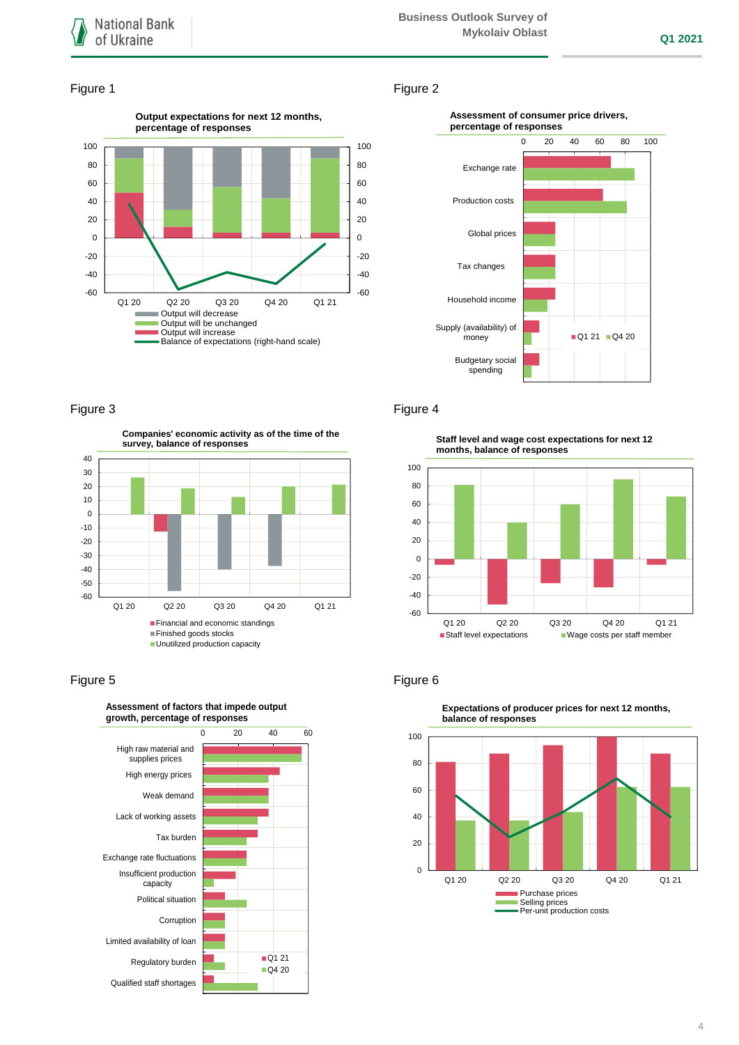Figure 1

**Output expectations for next 12 months, percentage of responses**

- Output will decrease
- Output will be unchanged
- Output will increase
- Balance of expectations (right-hand scale)

Figure 2

**Assessment of consumer price drivers, percentage of responses**

Exchange rate; Production costs; Global prices; Tax changes; Household income; Supply (availability) of money; Budgetary social spending

Q1 21 / Q4 20

Figure 3

**Companies' economic activity as of the time of the survey, balance of responses**

- Financial and economic standings
- Finished goods stocks
- Unutilized production capacity

Figure 4

**Staff level and wage cost expectations for next 12 months, balance of responses**

- Staff level expectations
- Wage costs per staff member

Figure 5

**Assessment of factors that impede output growth, percentage of responses**

High raw material and supplies prices; High energy prices; Weak demand; Lack of working assets; Tax burden; Exchange rate fluctuations; Insufficient production capacity; Political situation; Corruption; Limited availability of loan; Regulatory burden; Qualified staff shortages

Q1 21 / Q4 20

Figure 6

**Expectations of producer prices for next 12 months, balance of responses**

- Purchase prices
- Selling prices
- Per-unit production costs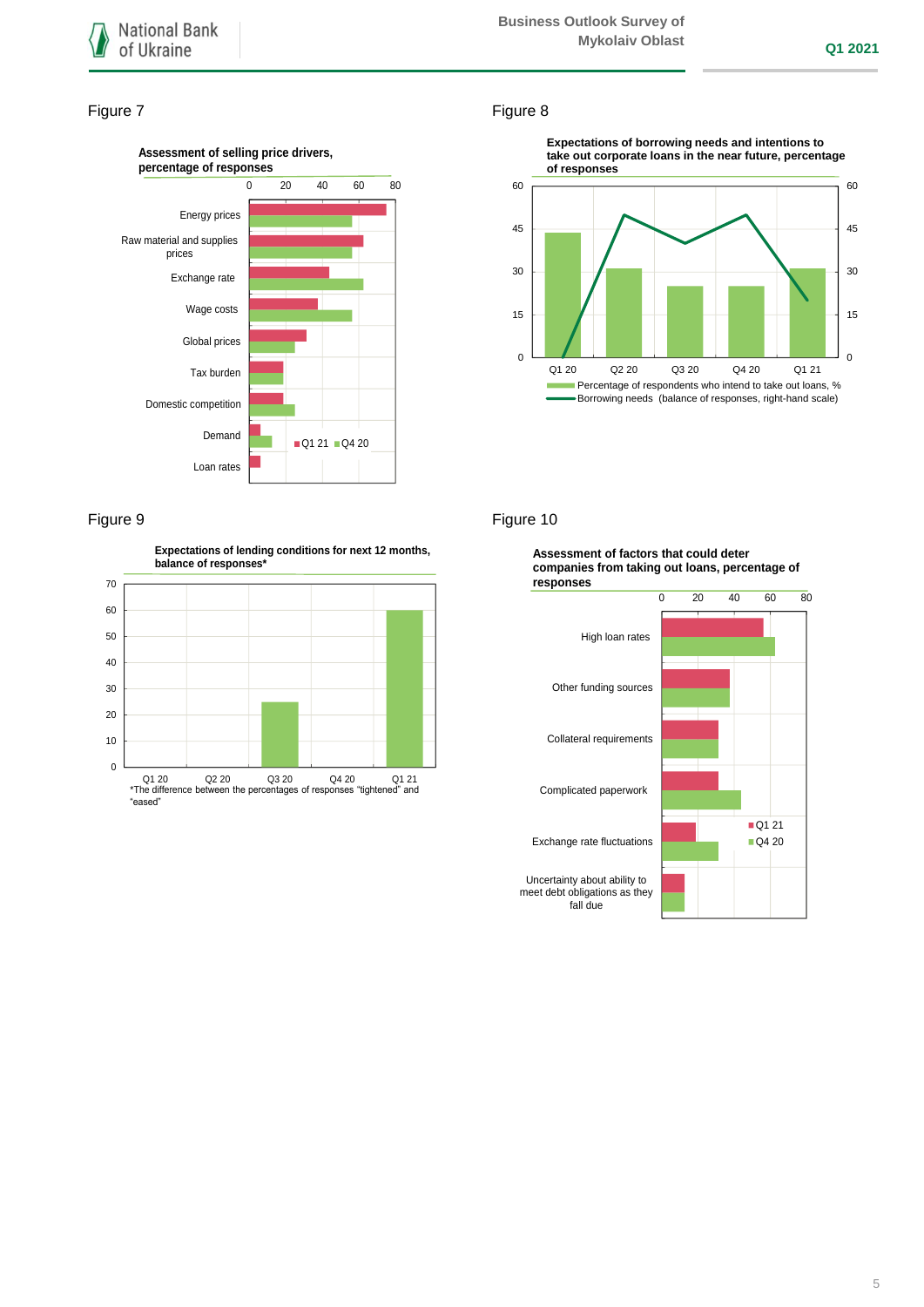Figure 7

**Assessment of selling price drivers, percentage of responses**

0 20 40 60 80

Energy prices

Raw material and supplies prices

Exchange rate

Wage costs

Global prices

Tax burden

Domestic competition

Demand

Loan rates

Q1 21 Q4 20

Figure 8

**Expectations of borrowing needs and intentions to take out corporate loans in the near future, percentage of responses**

60 45 30 15 0

Q1 20 Q2 20 Q3 20 Q4 20 Q1 21

Percentage of respondents who intend to take out loans, %

Borrowing needs (balance of responses, right-hand scale)

Figure 9

**Expectations of lending conditions for next 12 months, balance of responses***

70 60 50 40 30 20 10 0

Q1 20 Q2 20 Q3 20 Q4 20 Q1 21

*The difference between the percentages of responses "tightened" and "eased"

Figure 10

**Assessment of factors that could deter companies from taking out loans, percentage of responses**

0 20 40 60 80

High loan rates

Other funding sources

Collateral requirements

Complicated paperwork

Exchange rate fluctuations

Uncertainty about ability to meet debt obligations as they fall due

Q1 21

Q4 20